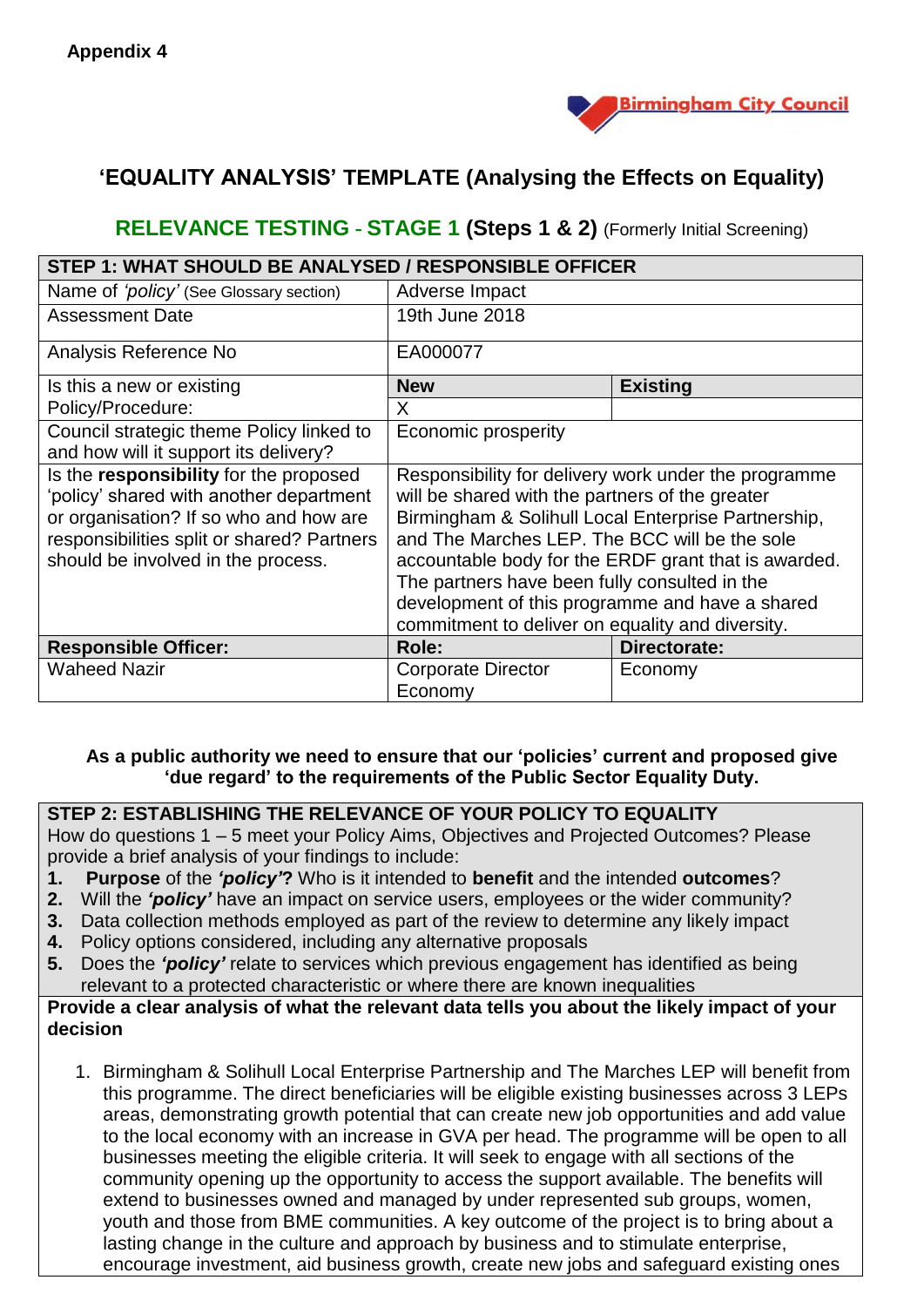**Appendix 4**

Birmingham City Council

# 'EQUALITY ANALYSIS' TEMPLATE (Analysing the Effects on Equality)

## RELEVANCE TESTING - STAGE 1 (Steps 1 & 2) (Formerly Initial Screening)

| STEP 1: WHAT SHOULD BE ANALYSED / RESPONSIBLE OFFICER | | |
|---|---|---|
| Name of *'policy'* (See Glossary section) | Adverse Impact | |
| Assessment Date | 19th June 2018 | |
| Analysis Reference No | EA000077 | |
| Is this a new or existing Policy/Procedure: | **New** | **Existing** |
| | X | |
| Council strategic theme Policy linked to and how will it support its delivery? | Economic prosperity | |
| Is the **responsibility** for the proposed 'policy' shared with another department or organisation? If so who and how are responsibilities split or shared? Partners should be involved in the process. | Responsibility for delivery work under the programme will be shared with the partners of the greater Birmingham & Solihull Local Enterprise Partnership, and The Marches LEP. The BCC will be the sole accountable body for the ERDF grant that is awarded. The partners have been fully consulted in the development of this programme and have a shared commitment to deliver on equality and diversity. | |
| **Responsible Officer:** | **Role:** | **Directorate:** |
| Waheed Nazir | Corporate Director Economy | Economy |

**As a public authority we need to ensure that our 'policies' current and proposed give 'due regard' to the requirements of the Public Sector Equality Duty.**

**STEP 2: ESTABLISHING THE RELEVANCE OF YOUR POLICY TO EQUALITY**

How do questions 1 – 5 meet your Policy Aims, Objectives and Projected Outcomes? Please provide a brief analysis of your findings to include:

1. **Purpose** of the ***'policy'*?** Who is it intended to **benefit** and the intended **outcomes**?
2. Will the ***'policy'*** have an impact on service users, employees or the wider community?
3. Data collection methods employed as part of the review to determine any likely impact
4. Policy options considered, including any alternative proposals
5. Does the ***'policy'*** relate to services which previous engagement has identified as being relevant to a protected characteristic or where there are known inequalities

**Provide a clear analysis of what the relevant data tells you about the likely impact of your decision**

1. Birmingham & Solihull Local Enterprise Partnership and The Marches LEP will benefit from this programme. The direct beneficiaries will be eligible existing businesses across 3 LEPs areas, demonstrating growth potential that can create new job opportunities and add value to the local economy with an increase in GVA per head. The programme will be open to all businesses meeting the eligible criteria. It will seek to engage with all sections of the community opening up the opportunity to access the support available. The benefits will extend to businesses owned and managed by under represented sub groups, women, youth and those from BME communities. A key outcome of the project is to bring about a lasting change in the culture and approach by business and to stimulate enterprise, encourage investment, aid business growth, create new jobs and safeguard existing ones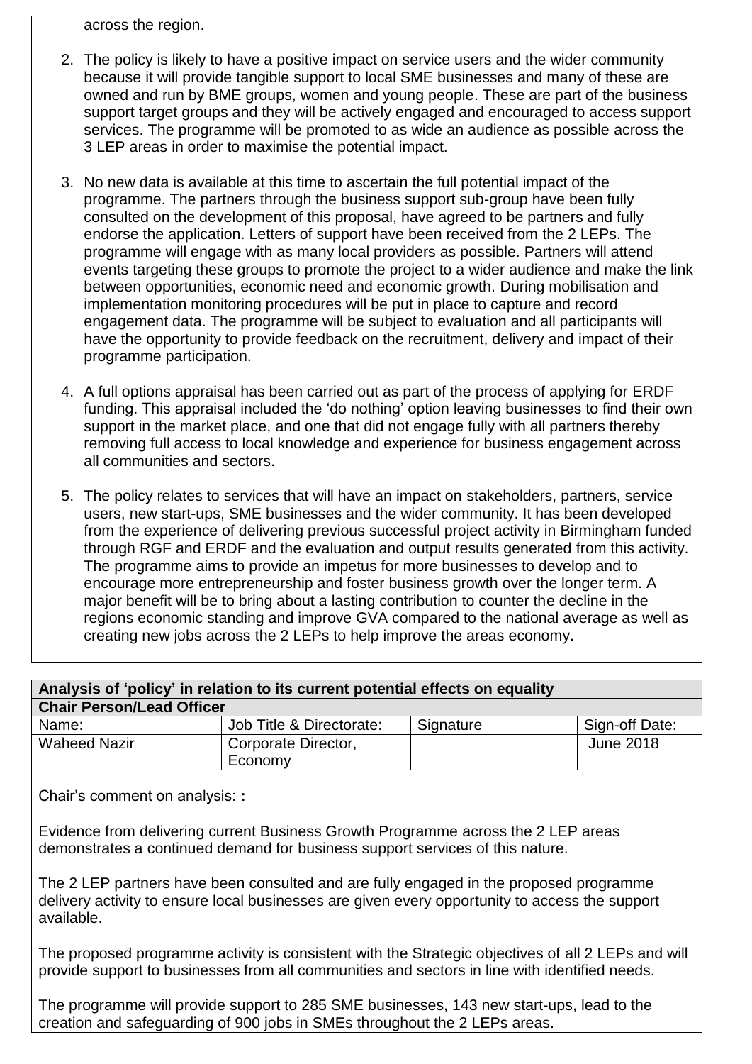across the region.

2. The policy is likely to have a positive impact on service users and the wider community because it will provide tangible support to local SME businesses and many of these are owned and run by BME groups, women and young people. These are part of the business support target groups and they will be actively engaged and encouraged to access support services. The programme will be promoted to as wide an audience as possible across the 3 LEP areas in order to maximise the potential impact.

3. No new data is available at this time to ascertain the full potential impact of the programme. The partners through the business support sub-group have been fully consulted on the development of this proposal, have agreed to be partners and fully endorse the application. Letters of support have been received from the 2 LEPs. The programme will engage with as many local providers as possible. Partners will attend events targeting these groups to promote the project to a wider audience and make the link between opportunities, economic need and economic growth. During mobilisation and implementation monitoring procedures will be put in place to capture and record engagement data. The programme will be subject to evaluation and all participants will have the opportunity to provide feedback on the recruitment, delivery and impact of their programme participation.

4. A full options appraisal has been carried out as part of the process of applying for ERDF funding. This appraisal included the 'do nothing' option leaving businesses to find their own support in the market place, and one that did not engage fully with all partners thereby removing full access to local knowledge and experience for business engagement across all communities and sectors.

5. The policy relates to services that will have an impact on stakeholders, partners, service users, new start-ups, SME businesses and the wider community. It has been developed from the experience of delivering previous successful project activity in Birmingham funded through RGF and ERDF and the evaluation and output results generated from this activity. The programme aims to provide an impetus for more businesses to develop and to encourage more entrepreneurship and foster business growth over the longer term. A major benefit will be to bring about a lasting contribution to counter the decline in the regions economic standing and improve GVA compared to the national average as well as creating new jobs across the 2 LEPs to help improve the areas economy.

| **Analysis of 'policy' in relation to its current potential effects on equality** | | | |
|---|---|---|---|
| **Chair Person/Lead Officer** | | | |
| Name: | Job Title & Directorate: | Signature | Sign-off Date: |
| Waheed Nazir | Corporate Director, Economy | | June 2018 |

Chair's comment on analysis: **:**

Evidence from delivering current Business Growth Programme across the 2 LEP areas demonstrates a continued demand for business support services of this nature.

The 2 LEP partners have been consulted and are fully engaged in the proposed programme delivery activity to ensure local businesses are given every opportunity to access the support available.

The proposed programme activity is consistent with the Strategic objectives of all 2 LEPs and will provide support to businesses from all communities and sectors in line with identified needs.

The programme will provide support to 285 SME businesses, 143 new start-ups, lead to the creation and safeguarding of 900 jobs in SMEs throughout the 2 LEPs areas.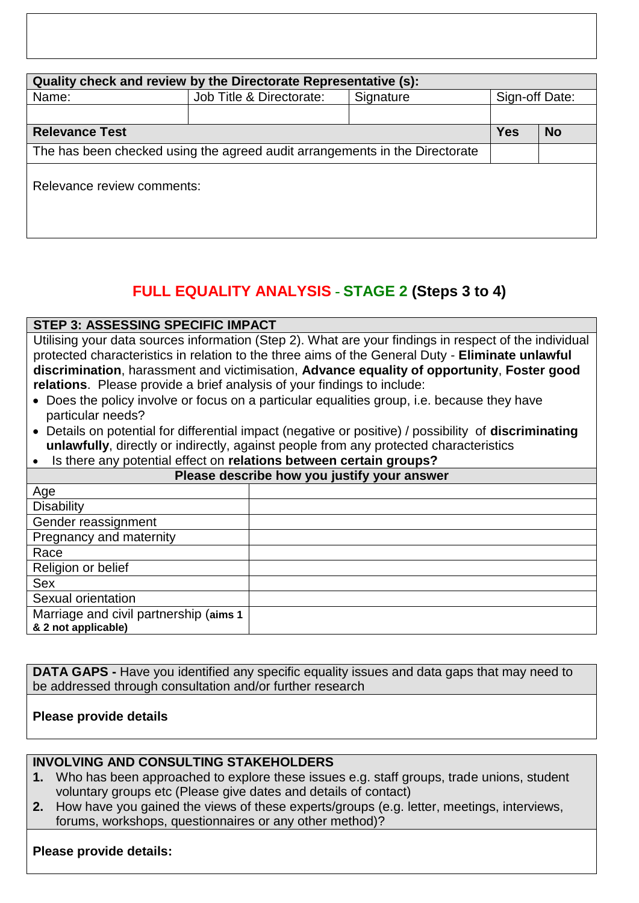| Quality check and review by the Directorate Representative (s): | | | | |
|---|---|---|---|---|
| Name: | Job Title & Directorate: | Signature | Sign-off Date: | |
| | | | | |
| **Relevance Test** | | | **Yes** | **No** |
| The has been checked using the agreed audit arrangements in the Directorate | | | | |
| Relevance review comments: | | | | |

## FULL EQUALITY ANALYSIS - STAGE 2 (Steps 3 to 4)

| STEP 3: ASSESSING SPECIFIC IMPACT | |
|---|---|
| Utilising your data sources information (Step 2). What are your findings in respect of the individual protected characteristics in relation to the three aims of the General Duty - **Eliminate unlawful discrimination**, harassment and victimisation, **Advance equality of opportunity**, **Foster good relations**. Please provide a brief analysis of your findings to include:<br>• Does the policy involve or focus on a particular equalities group, i.e. because they have particular needs?<br>• Details on potential for differential impact (negative or positive) / possibility of **discriminating unlawfully**, directly or indirectly, against people from any protected characteristics<br>• Is there any potential effect on **relations between certain groups?** | |
| | **Please describe how you justify your answer** |
| Age | |
| Disability | |
| Gender reassignment | |
| Pregnancy and maternity | |
| Race | |
| Religion or belief | |
| Sex | |
| Sexual orientation | |
| Marriage and civil partnership (**aims 1 & 2 not applicable**) | |

| **DATA GAPS -** Have you identified any specific equality issues and data gaps that may need to be addressed through consultation and/or further research |
|---|
| **Please provide details** |

| **INVOLVING AND CONSULTING STAKEHOLDERS**<br>**1.** Who has been approached to explore these issues e.g. staff groups, trade unions, student voluntary groups etc (Please give dates and details of contact)<br>**2.** How have you gained the views of these experts/groups (e.g. letter, meetings, interviews, forums, workshops, questionnaires or any other method)? |
|---|
| **Please provide details:** |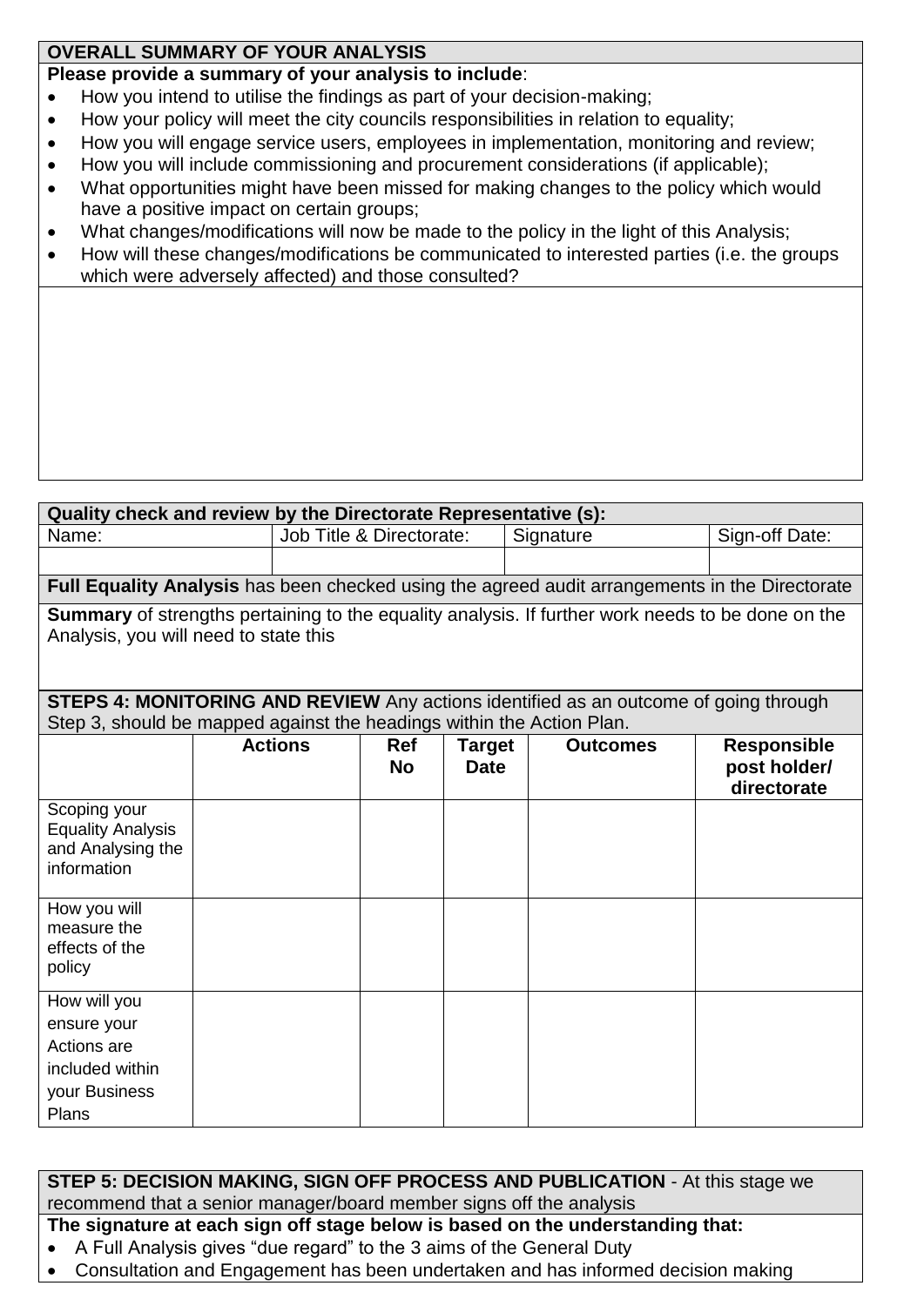## OVERALL SUMMARY OF YOUR ANALYSIS

**Please provide a summary of your analysis to include**:

- How you intend to utilise the findings as part of your decision-making;
- How your policy will meet the city councils responsibilities in relation to equality;
- How you will engage service users, employees in implementation, monitoring and review;
- How you will include commissioning and procurement considerations (if applicable);
- What opportunities might have been missed for making changes to the policy which would have a positive impact on certain groups;
- What changes/modifications will now be made to the policy in the light of this Analysis;
- How will these changes/modifications be communicated to interested parties (i.e. the groups which were adversely affected) and those consulted?

| **Quality check and review by the Directorate Representative (s):** | | | |
|---|---|---|---|
| Name: | Job Title & Directorate: | Signature | Sign-off Date: |
| | | | |

**Full Equality Analysis** has been checked using the agreed audit arrangements in the Directorate

**Summary** of strengths pertaining to the equality analysis. If further work needs to be done on the Analysis, you will need to state this

**STEPS 4: MONITORING AND REVIEW** Any actions identified as an outcome of going through Step 3, should be mapped against the headings within the Action Plan.

| | **Actions** | **Ref No** | **Target Date** | **Outcomes** | **Responsible post holder/ directorate** |
|---|---|---|---|---|---|
| Scoping your Equality Analysis and Analysing the information | | | | | |
| How you will measure the effects of the policy | | | | | |
| How will you ensure your Actions are included within your Business Plans | | | | | |

**STEP 5: DECISION MAKING, SIGN OFF PROCESS AND PUBLICATION** - At this stage we recommend that a senior manager/board member signs off the analysis

**The signature at each sign off stage below is based on the understanding that:**

- A Full Analysis gives "due regard" to the 3 aims of the General Duty
- Consultation and Engagement has been undertaken and has informed decision making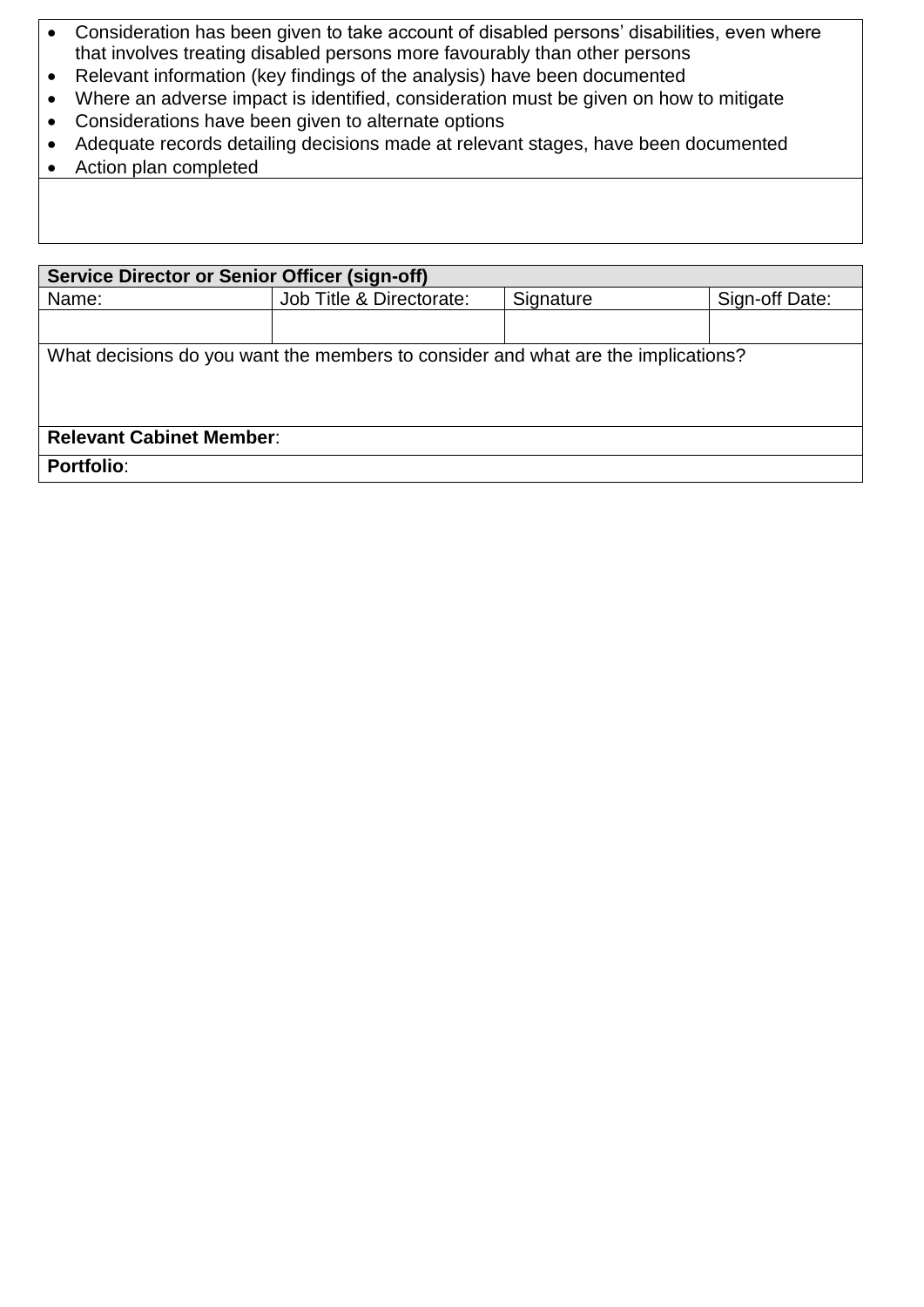- Consideration has been given to take account of disabled persons' disabilities, even where that involves treating disabled persons more favourably than other persons
- Relevant information (key findings of the analysis) have been documented
- Where an adverse impact is identified, consideration must be given on how to mitigate
- Considerations have been given to alternate options
- Adequate records detailing decisions made at relevant stages, have been documented
- Action plan completed

| **Service Director or Senior Officer (sign-off)** | | | |
|---|---|---|---|
| Name: | Job Title & Directorate: | Signature | Sign-off Date: |
| | | | |
| What decisions do you want the members to consider and what are the implications? | | | |
| **Relevant Cabinet Member**: | | | |
| **Portfolio**: | | | |